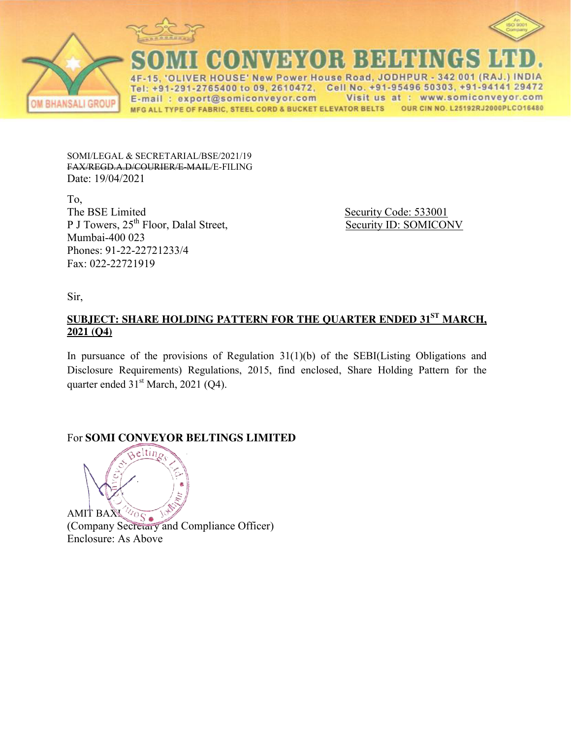# SOMI CONVEYOR BELTINGS LTD.

4F-15, 'OLIVER HOUSE' New Power House Road, JODHPUR - 342 001 (RAJ.) INDIA
Tel: +91-291-2765400 to 09, 2610472, Cell No. +91-95496 50303, +91-94141 29472
E-mail : export@somiconveyor.com Visit us at : www.somiconveyor.com
MFG ALL TYPE OF FABRIC, STEEL CORD & BUCKET ELEVATOR BELTS OUR CIN NO. L25192RJ2000PLCO16480

OM BHANSALI GROUP

An ISO 9001 Company

SOMI/LEGAL & SECRETARIAL/BSE/2021/19
~~FAX/REGD.A.D/COURIER/E-MAIL~~/E-FILING
Date: 19/04/2021

To,
The BSE Limited
P J Towers, 25th Floor, Dalal Street,
Mumbai-400 023
Phones: 91-22-22721233/4
Fax: 022-22721919

Security Code: 533001
Security ID: SOMICONV

Sir,

**SUBJECT: SHARE HOLDING PATTERN FOR THE QUARTER ENDED 31ST MARCH, 2021 (Q4)**

In pursuance of the provisions of Regulation 31(1)(b) of the SEBI(Listing Obligations and Disclosure Requirements) Regulations, 2015, find enclosed, Share Holding Pattern for the quarter ended 31st March, 2021 (Q4).

For **SOMI CONVEYOR BELTINGS LIMITED**

AMIT BAXI
(Company Secretary and Compliance Officer)
Enclosure: As Above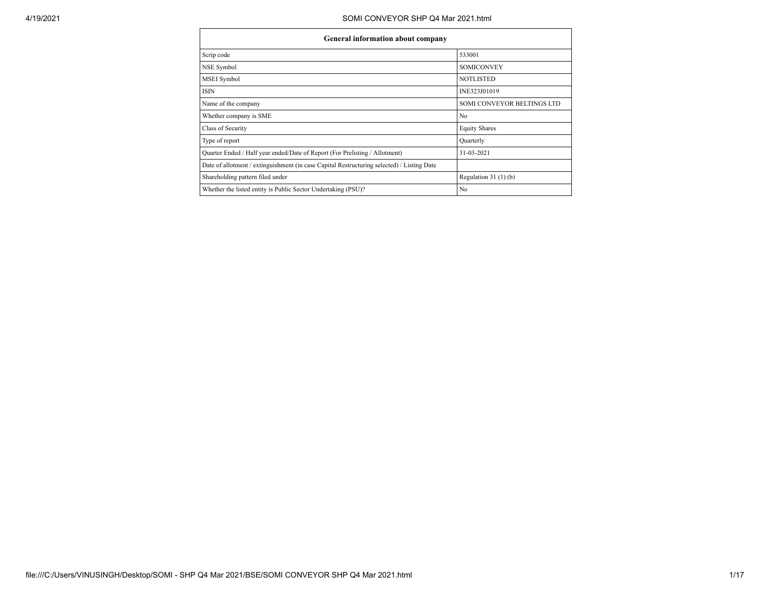| General information about company | |
|---|---|
| Scrip code | 533001 |
| NSE Symbol | SOMICONVEY |
| MSEI Symbol | NOTLISTED |
| ISIN | INE323J01019 |
| Name of the company | SOMI CONVEYOR BELTINGS LTD |
| Whether company is SME | No |
| Class of Security | Equity Shares |
| Type of report | Quarterly |
| Quarter Ended / Half year ended/Date of Report (For Prelisting / Allotment) | 31-03-2021 |
| Date of allotment / extinguishment (in case Capital Restructuring selected) / Listing Date | |
| Shareholding pattern filed under | Regulation 31 (1) (b) |
| Whether the listed entity is Public Sector Undertaking (PSU)? | No |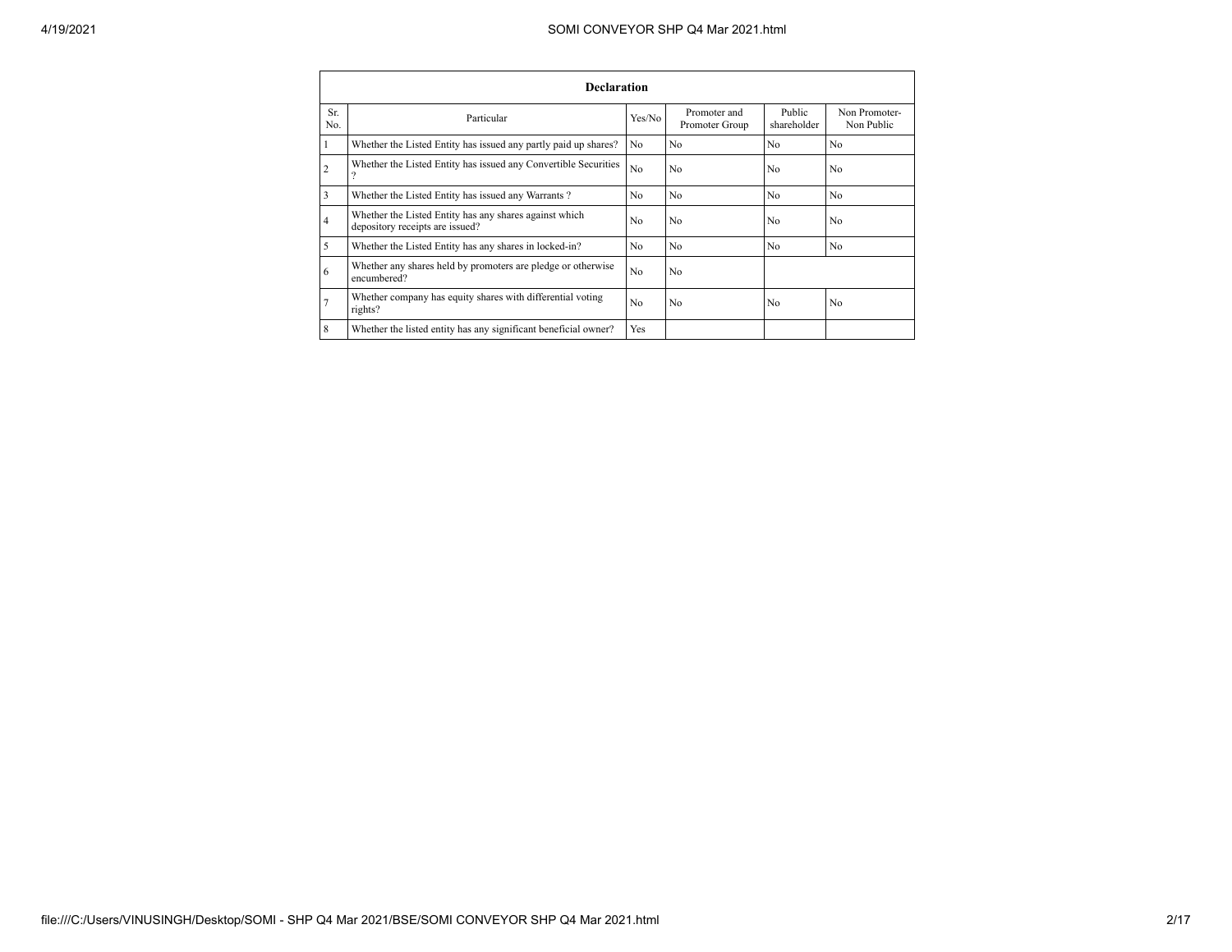| Declaration | | | | | |
|---|---|---|---|---|---|
| Sr. No. | Particular | Yes/No | Promoter and Promoter Group | Public shareholder | Non Promoter- Non Public |
| 1 | Whether the Listed Entity has issued any partly paid up shares? | No | No | No | No |
| 2 | Whether the Listed Entity has issued any Convertible Securities ? | No | No | No | No |
| 3 | Whether the Listed Entity has issued any Warrants ? | No | No | No | No |
| 4 | Whether the Listed Entity has any shares against which depository receipts are issued? | No | No | No | No |
| 5 | Whether the Listed Entity has any shares in locked-in? | No | No | No | No |
| 6 | Whether any shares held by promoters are pledge or otherwise encumbered? | No | No | | |
| 7 | Whether company has equity shares with differential voting rights? | No | No | No | No |
| 8 | Whether the listed entity has any significant beneficial owner? | Yes | | | |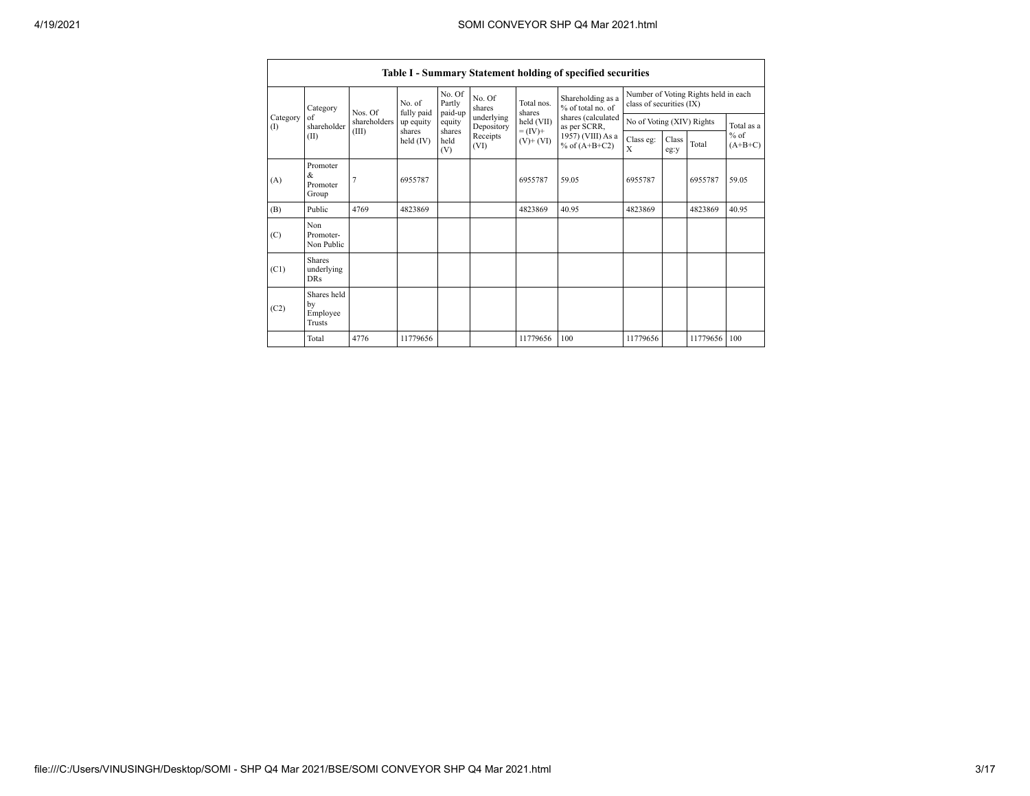| Table I - Summary Statement holding of specified securities | | | | | | | | | | | | |
|---|---|---|---|---|---|---|---|---|---|---|---|---|
| Category (I) | Category of shareholder (II) | Nos. Of shareholders (III) | No. of fully paid up equity shares held (IV) | No. Of Partly paid-up equity shares held (V) | No. Of shares underlying Depository Receipts (VI) | Total nos. shares held (VII) = (IV)+ (V)+ (VI) | Shareholding as a % of total no. of shares (calculated as per SCRR, 1957) (VIII) As a % of (A+B+C2) | Number of Voting Rights held in each class of securities (IX) | | | |
| | | | | | | | | No of Voting (XIV) Rights | | | Total as a % of (A+B+C) |
| | | | | | | | | Class eg: X | Class eg:y | Total | |
| (A) | Promoter & Promoter Group | 7 | 6955787 | | | 6955787 | 59.05 | 6955787 | | 6955787 | 59.05 |
| (B) | Public | 4769 | 4823869 | | | 4823869 | 40.95 | 4823869 | | 4823869 | 40.95 |
| (C) | Non Promoter- Non Public | | | | | | | | | | |
| (C1) | Shares underlying DRs | | | | | | | | | | |
| (C2) | Shares held by Employee Trusts | | | | | | | | | | |
| | Total | 4776 | 11779656 | | | 11779656 | 100 | 11779656 | | 11779656 | 100 |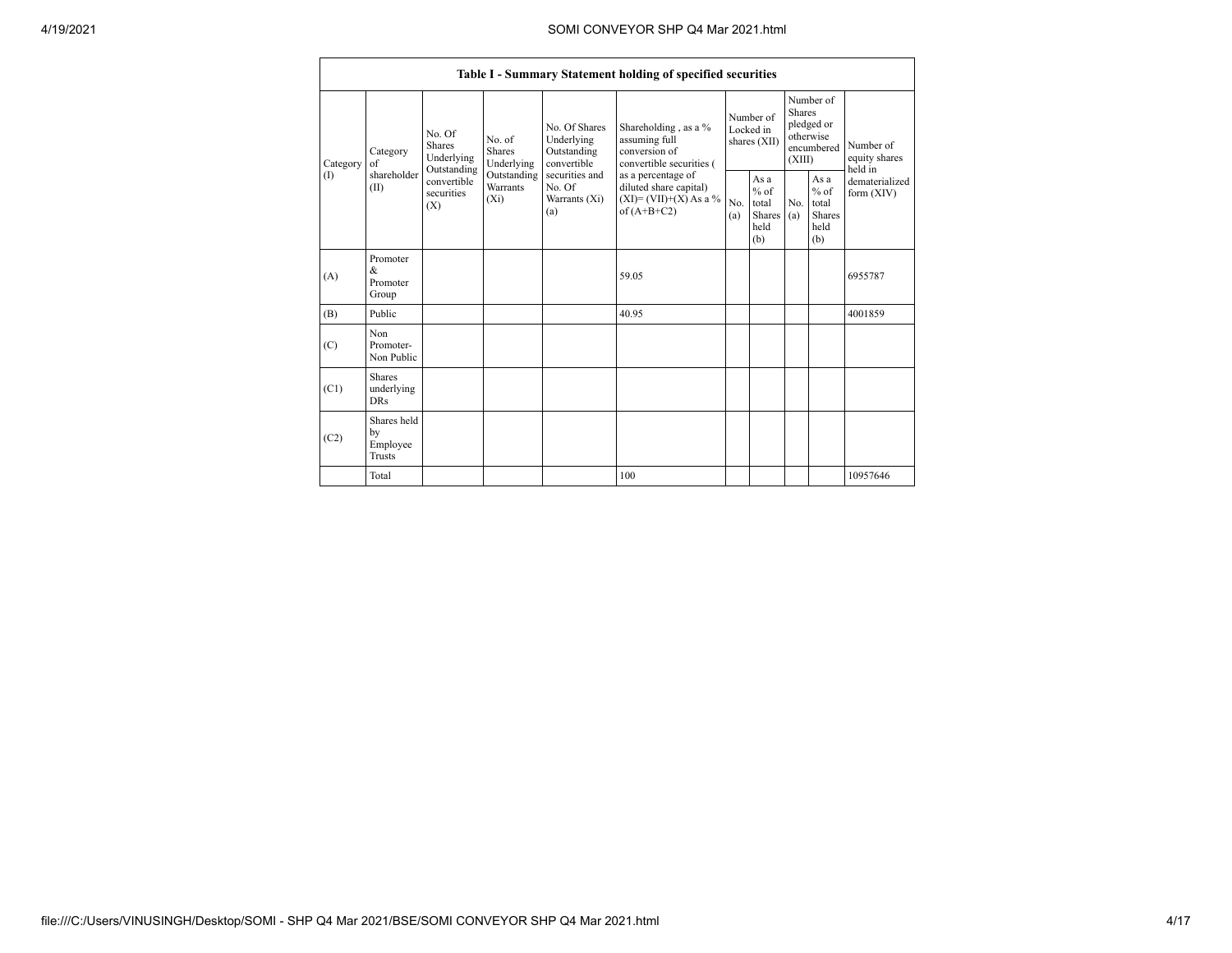| Table I - Summary Statement holding of specified securities | | | | | | | | | | |
|---|---|---|---|---|---|---|---|---|---|---|
| Category (I) | Category of shareholder (II) | No. Of Shares Underlying Outstanding convertible securities (X) | No. of Shares Underlying Outstanding Warrants (Xi) | No. Of Shares Underlying Outstanding convertible securities and No. Of Warrants (Xi) (a) | Shareholding , as a % assuming full conversion of convertible securities ( as a percentage of diluted share capital) (XI)= (VII)+(X) As a % of (A+B+C2) | Number of Locked in shares (XII) | | Number of Shares pledged or otherwise encumbered (XIII) | | Number of equity shares held in dematerialized form (XIV) |
| | | | | | | No. (a) | As a % of total Shares held (b) | No. (a) | As a % of total Shares held (b) | |
| (A) | Promoter & Promoter Group | | | | 59.05 | | | | | 6955787 |
| (B) | Public | | | | 40.95 | | | | | 4001859 |
| (C) | Non Promoter- Non Public | | | | | | | | | |
| (C1) | Shares underlying DRs | | | | | | | | | |
| (C2) | Shares held by Employee Trusts | | | | | | | | | |
| | Total | | | | 100 | | | | | 10957646 |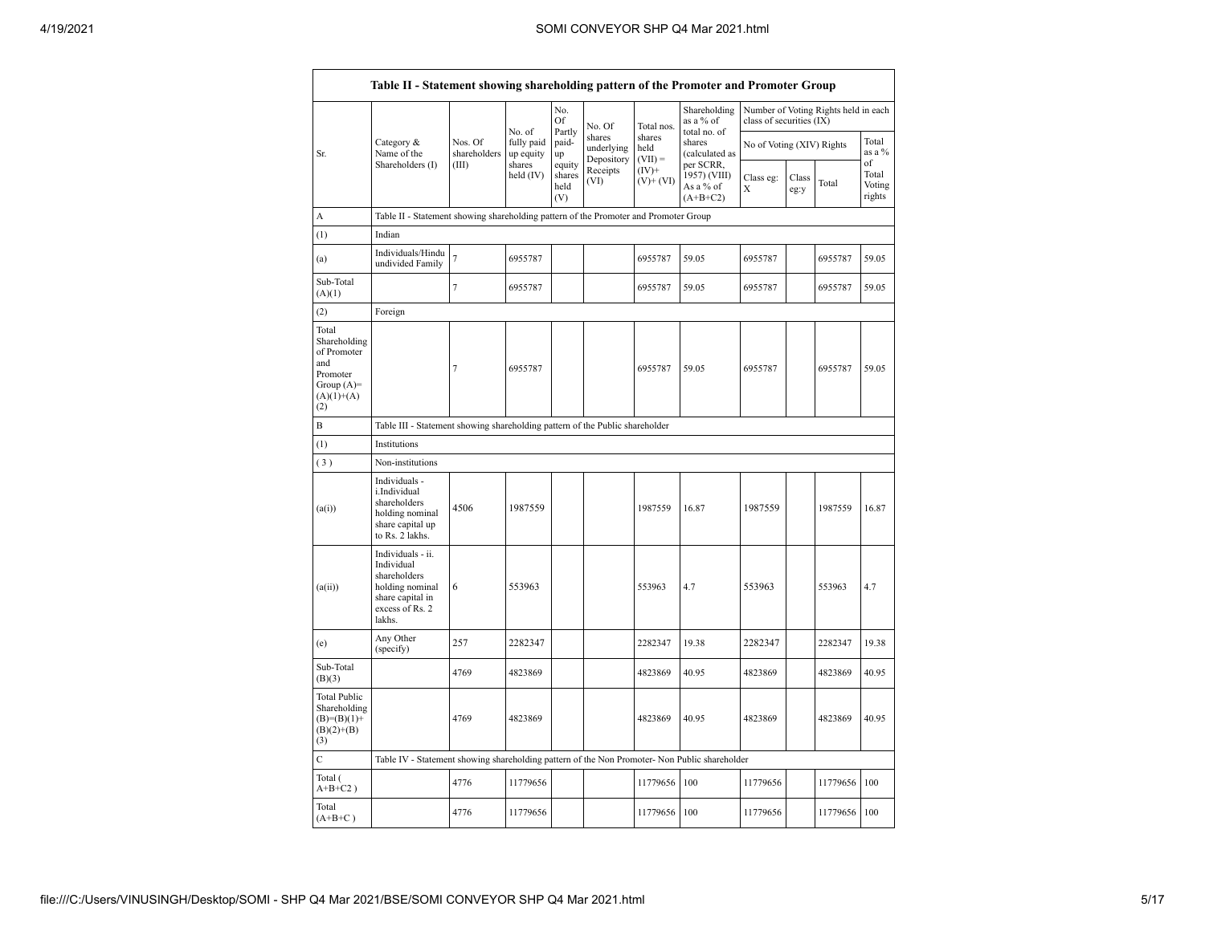| Sr. | Category & Name of the Shareholders (I) | Nos. Of shareholders (III) | No. of fully paid up equity shares held (IV) | No. Of Partly paid-up equity shares held (V) | No. Of shares underlying Depository Receipts (VI) | Total nos. shares held (VII) = (IV)+ (V)+ (VI) | Shareholding as a % of total no. of shares (calculated as per SCRR, 1957) (VIII) As a % of (A+B+C2) | Number of Voting Rights held in each class of securities (IX) | | | |
|---|---|---|---|---|---|---|---|---|---|---|---|
| | | | | | | | | No of Voting (XIV) Rights | | | Total as a % of Total Voting rights |
| | | | | | | | | Class eg: X | Class eg:y | Total | |
| A | Table II - Statement showing shareholding pattern of the Promoter and Promoter Group | | | | | | | | | | |
| (1) | Indian | | | | | | | | | | |
| (a) | Individuals/Hindu undivided Family | 7 | 6955787 | | | 6955787 | 59.05 | 6955787 | | 6955787 | 59.05 |
| Sub-Total (A)(1) | | 7 | 6955787 | | | 6955787 | 59.05 | 6955787 | | 6955787 | 59.05 |
| (2) | Foreign | | | | | | | | | | |
| Total Shareholding of Promoter and Promoter Group (A)=(A)(1)+(A)(2) | | 7 | 6955787 | | | 6955787 | 59.05 | 6955787 | | 6955787 | 59.05 |
| B | Table III - Statement showing shareholding pattern of the Public shareholder | | | | | | | | | | |
| (1) | Institutions | | | | | | | | | | |
| (3) | Non-institutions | | | | | | | | | | |
| (a(i)) | Individuals - i.Individual shareholders holding nominal share capital up to Rs. 2 lakhs. | 4506 | 1987559 | | | 1987559 | 16.87 | 1987559 | | 1987559 | 16.87 |
| (a(ii)) | Individuals - ii. Individual shareholders holding nominal share capital in excess of Rs. 2 lakhs. | 6 | 553963 | | | 553963 | 4.7 | 553963 | | 553963 | 4.7 |
| (e) | Any Other (specify) | 257 | 2282347 | | | 2282347 | 19.38 | 2282347 | | 2282347 | 19.38 |
| Sub-Total (B)(3) | | 4769 | 4823869 | | | 4823869 | 40.95 | 4823869 | | 4823869 | 40.95 |
| Total Public Shareholding (B)=(B)(1)+(B)(2)+(B)(3) | | 4769 | 4823869 | | | 4823869 | 40.95 | 4823869 | | 4823869 | 40.95 |
| C | Table IV - Statement showing shareholding pattern of the Non Promoter- Non Public shareholder | | | | | | | | | | |
| Total ( A+B+C2 ) | | 4776 | 11779656 | | | 11779656 | 100 | 11779656 | | 11779656 | 100 |
| Total (A+B+C ) | | 4776 | 11779656 | | | 11779656 | 100 | 11779656 | | 11779656 | 100 |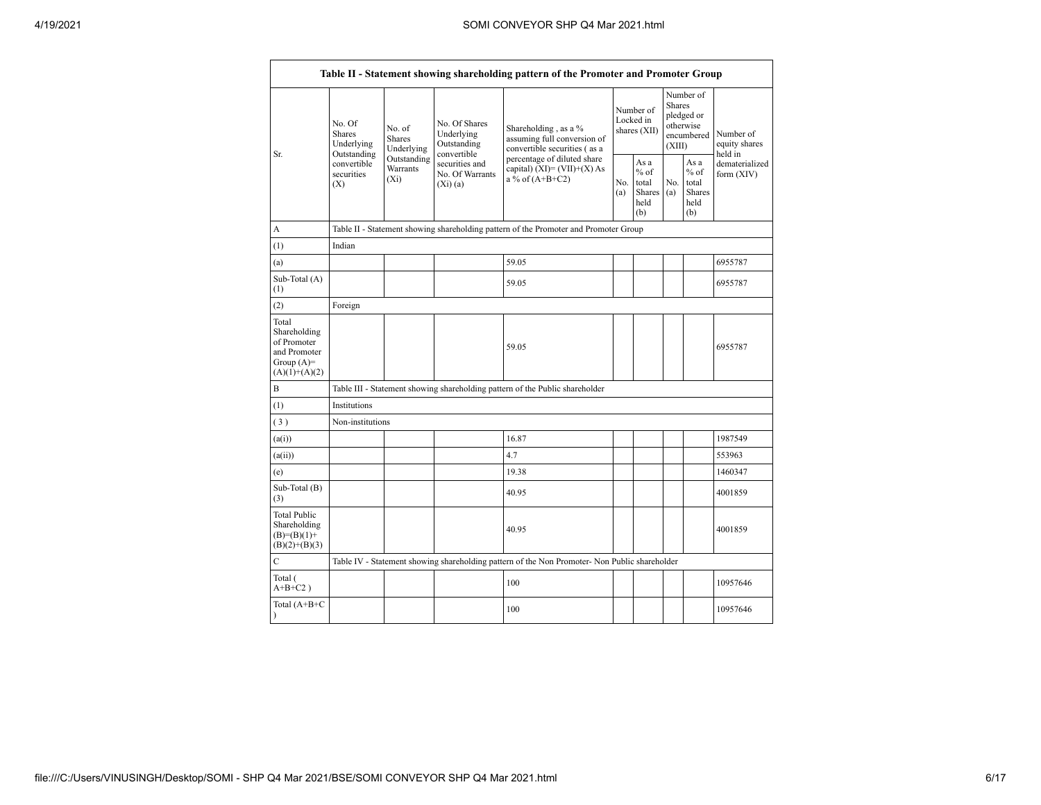| Table II - Statement showing shareholding pattern of the Promoter and Promoter Group | | | | | | | | | |
|---|---|---|---|---|---|---|---|---|---|
| Sr. | No. Of Shares Underlying Outstanding convertible securities (X) | No. of Shares Underlying Outstanding Warrants (Xi) | No. Of Shares Underlying Outstanding convertible securities and No. Of Warrants (Xi) (a) | Shareholding , as a % assuming full conversion of convertible securities ( as a percentage of diluted share capital) (XI)= (VII)+(X) As a % of (A+B+C2) | Number of Locked in shares (XII) | | Number of Shares pledged or otherwise encumbered (XIII) | | Number of equity shares held in dematerialized form (XIV) |
| | | | | | No. (a) | As a % of total Shares held (b) | No. (a) | As a % of total Shares held (b) | |
| A | Table II - Statement showing shareholding pattern of the Promoter and Promoter Group | | | | | | | | |
| (1) | Indian | | | | | | | | |
| (a) | | | | 59.05 | | | | | 6955787 |
| Sub-Total (A) (1) | | | | 59.05 | | | | | 6955787 |
| (2) | Foreign | | | | | | | | |
| Total Shareholding of Promoter and Promoter Group (A)= (A)(1)+(A)(2) | | | | 59.05 | | | | | 6955787 |
| B | Table III - Statement showing shareholding pattern of the Public shareholder | | | | | | | | |
| (1) | Institutions | | | | | | | | |
| ( 3 ) | Non-institutions | | | | | | | | |
| (a(i)) | | | | 16.87 | | | | | 1987549 |
| (a(ii)) | | | | 4.7 | | | | | 553963 |
| (e) | | | | 19.38 | | | | | 1460347 |
| Sub-Total (B) (3) | | | | 40.95 | | | | | 4001859 |
| Total Public Shareholding (B)=(B)(1)+(B)(2)+(B)(3) | | | | 40.95 | | | | | 4001859 |
| C | Table IV - Statement showing shareholding pattern of the Non Promoter- Non Public shareholder | | | | | | | | |
| Total ( A+B+C2 ) | | | | 100 | | | | | 10957646 |
| Total (A+B+C ) | | | | 100 | | | | | 10957646 |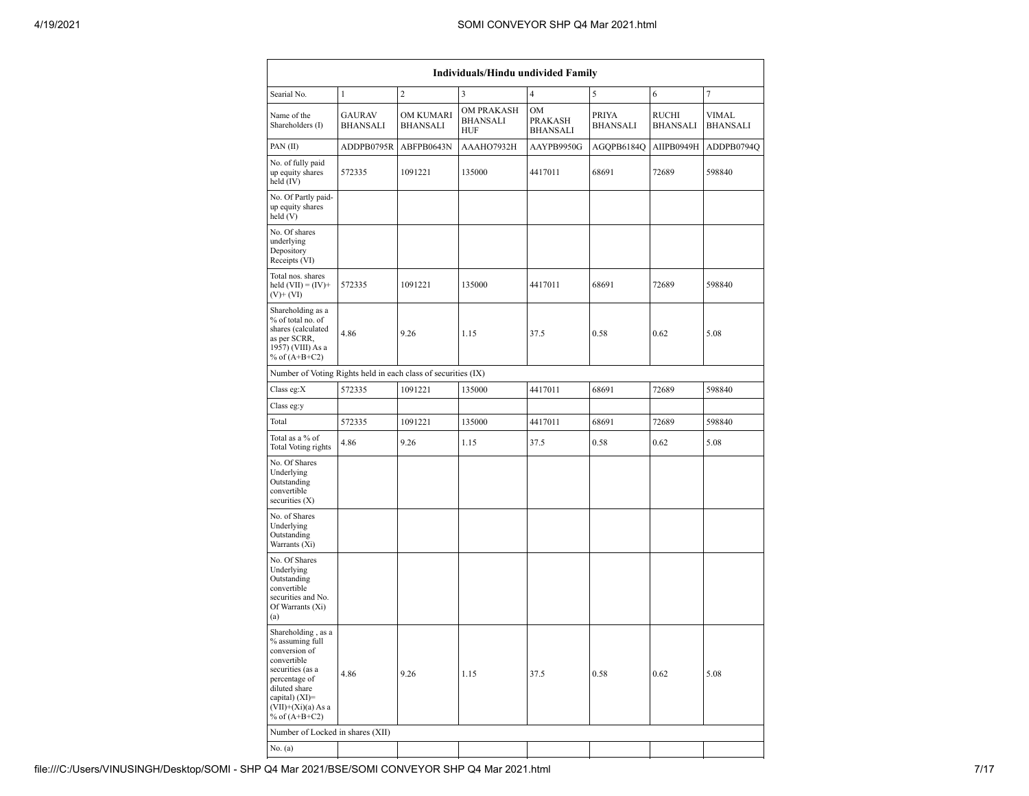| Individuals/Hindu undivided Family | | | | | | | |
|---|---|---|---|---|---|---|---|
| Searial No. | 1 | 2 | 3 | 4 | 5 | 6 | 7 |
| Name of the Shareholders (I) | GAURAV BHANSALI | OM KUMARI BHANSALI | OM PRAKASH BHANSALI HUF | OM PRAKASH BHANSALI | PRIYA BHANSALI | RUCHI BHANSALI | VIMAL BHANSALI |
| PAN (II) | ADDPB0795R | ABFPB0643N | AAAHO7932H | AAYPB9950G | AGQPB6184Q | AIIPB0949H | ADDPB0794Q |
| No. of fully paid up equity shares held (IV) | 572335 | 1091221 | 135000 | 4417011 | 68691 | 72689 | 598840 |
| No. Of Partly paid-up equity shares held (V) | | | | | | | |
| No. Of shares underlying Depository Receipts (VI) | | | | | | | |
| Total nos. shares held (VII) = (IV)+ (V)+ (VI) | 572335 | 1091221 | 135000 | 4417011 | 68691 | 72689 | 598840 |
| Shareholding as a % of total no. of shares (calculated as per SCRR, 1957) (VIII) As a % of (A+B+C2) | 4.86 | 9.26 | 1.15 | 37.5 | 0.58 | 0.62 | 5.08 |
| Number of Voting Rights held in each class of securities (IX) | | | | | | | |
| Class eg:X | 572335 | 1091221 | 135000 | 4417011 | 68691 | 72689 | 598840 |
| Class eg:y | | | | | | | |
| Total | 572335 | 1091221 | 135000 | 4417011 | 68691 | 72689 | 598840 |
| Total as a % of Total Voting rights | 4.86 | 9.26 | 1.15 | 37.5 | 0.58 | 0.62 | 5.08 |
| No. Of Shares Underlying Outstanding convertible securities (X) | | | | | | | |
| No. of Shares Underlying Outstanding Warrants (Xi) | | | | | | | |
| No. Of Shares Underlying Outstanding convertible securities and No. Of Warrants (Xi) (a) | | | | | | | |
| Shareholding , as a % assuming full conversion of convertible securities (as a percentage of diluted share capital) (XI)= (VII)+(Xi)(a) As a % of (A+B+C2) | 4.86 | 9.26 | 1.15 | 37.5 | 0.58 | 0.62 | 5.08 |
| Number of Locked in shares (XII) | | | | | | | |
| No. (a) | | | | | | | |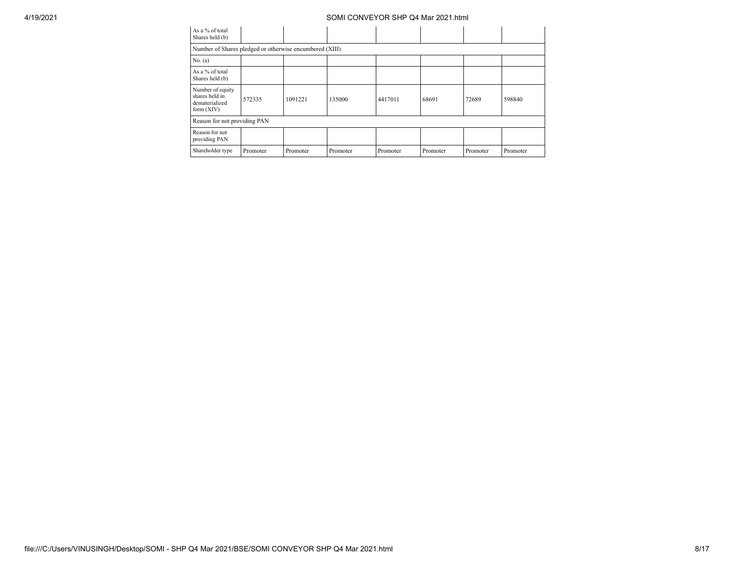| | | | | | | | |
|---|---|---|---|---|---|---|---|
| As a % of total Shares held (b) | | | | | | | |
| Number of Shares pledged or otherwise encumbered (XIII) | | | | | | | |
| No. (a) | | | | | | | |
| As a % of total Shares held (b) | | | | | | | |
| Number of equity shares held in dematerialized form (XIV) | 572335 | 1091221 | 135000 | 4417011 | 68691 | 72689 | 598840 |
| Reason for not providing PAN | | | | | | | |
| Reason for not providing PAN | | | | | | | |
| Shareholder type | Promoter | Promoter | Promoter | Promoter | Promoter | Promoter | Promoter |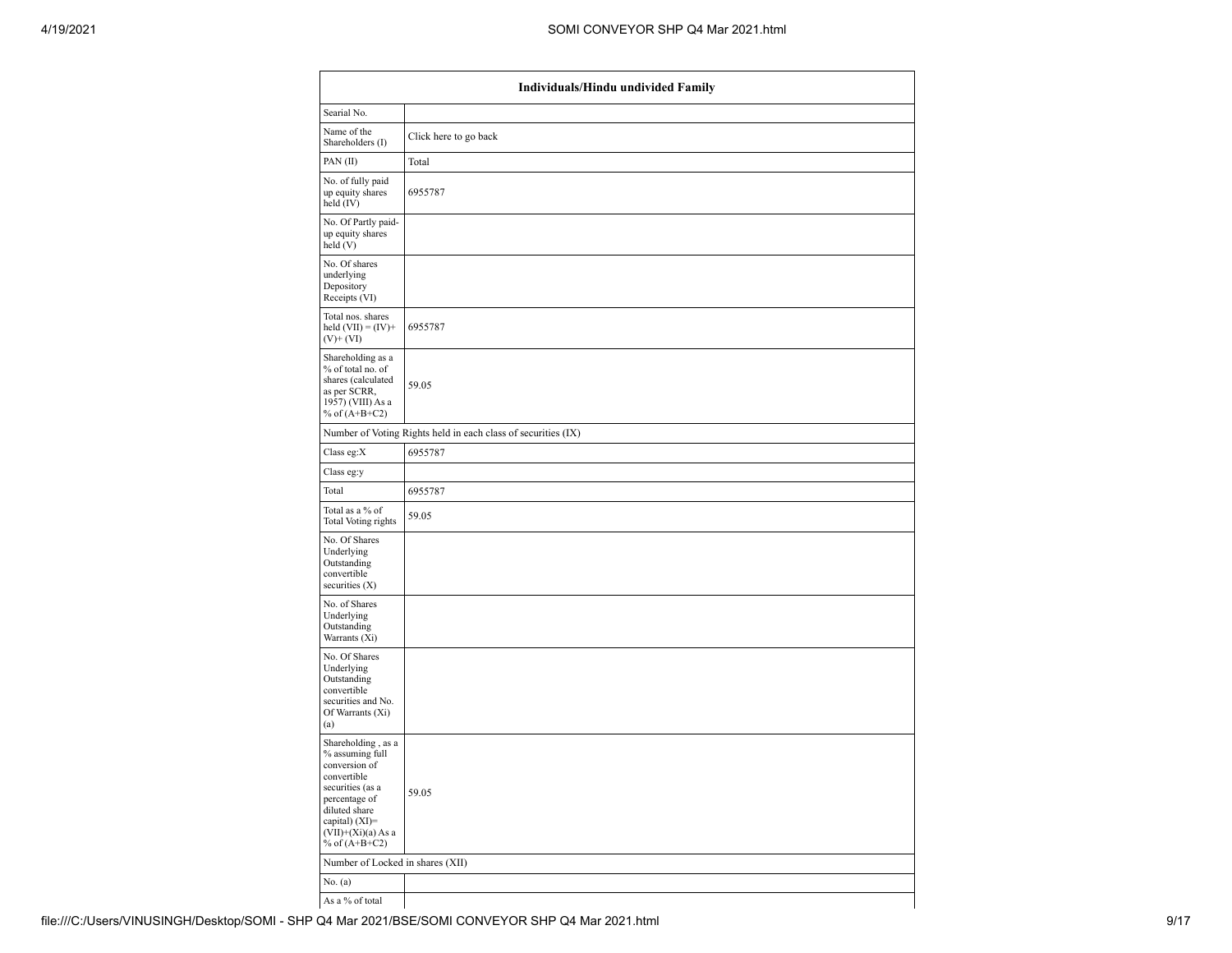| Individuals/Hindu undivided Family | |
|---|---|
| Searial No. | |
| Name of the Shareholders (I) | Click here to go back |
| PAN (II) | Total |
| No. of fully paid up equity shares held (IV) | 6955787 |
| No. Of Partly paid-up equity shares held (V) | |
| No. Of shares underlying Depository Receipts (VI) | |
| Total nos. shares held (VII) = (IV)+(V)+ (VI) | 6955787 |
| Shareholding as a % of total no. of shares (calculated as per SCRR, 1957) (VIII) As a % of (A+B+C2) | 59.05 |
| Number of Voting Rights held in each class of securities (IX) | |
| Class eg:X | 6955787 |
| Class eg:y | |
| Total | 6955787 |
| Total as a % of Total Voting rights | 59.05 |
| No. Of Shares Underlying Outstanding convertible securities (X) | |
| No. of Shares Underlying Outstanding Warrants (Xi) | |
| No. Of Shares Underlying Outstanding convertible securities and No. Of Warrants (Xi) (a) | |
| Shareholding , as a % assuming full conversion of convertible securities (as a percentage of diluted share capital) (XI)= (VII)+(Xi)(a) As a % of (A+B+C2) | 59.05 |
| Number of Locked in shares (XII) | |
| No. (a) | |
| As a % of total | |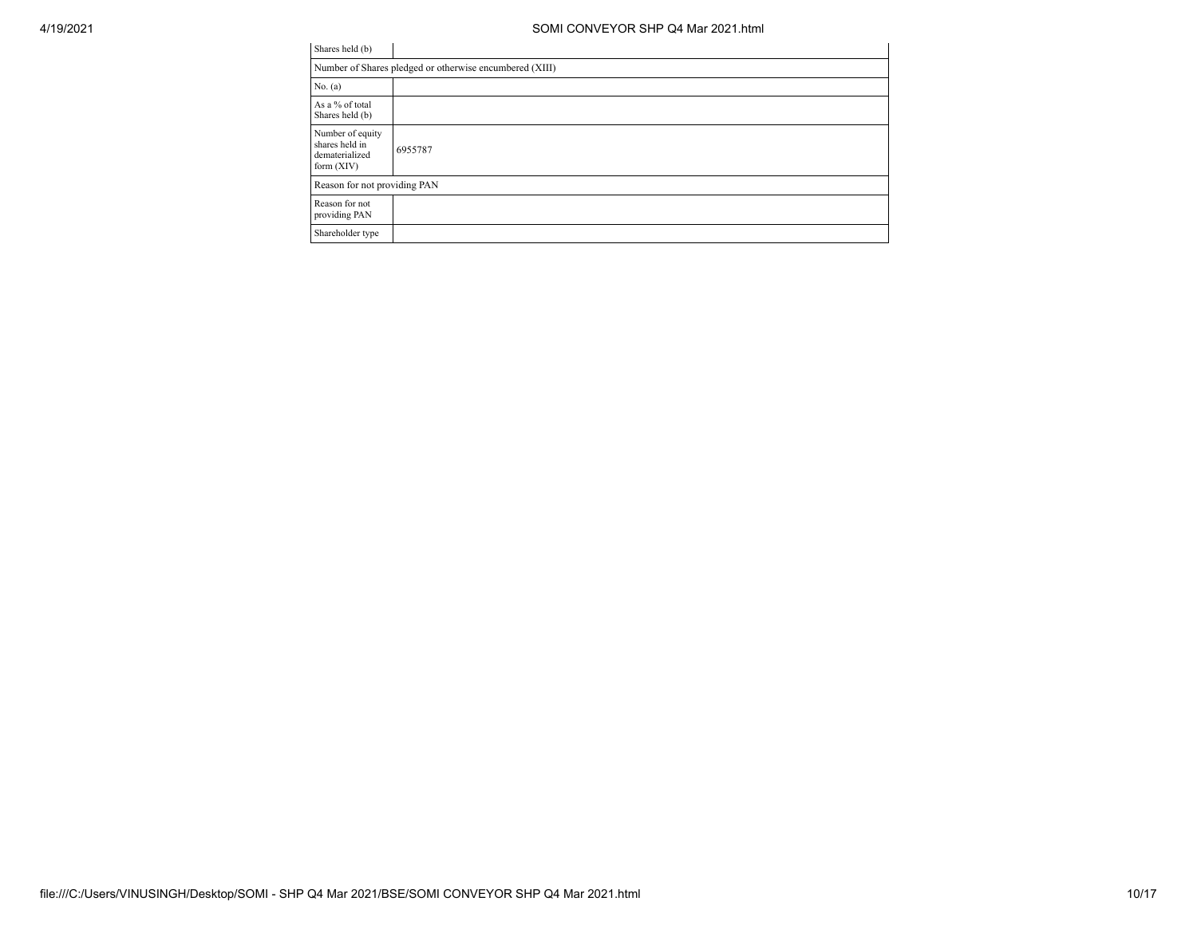| Shares held (b) | |
|---|---|
| Number of Shares pledged or otherwise encumbered (XIII) | |
| No. (a) | |
| As a % of total Shares held (b) | |
| Number of equity shares held in dematerialized form (XIV) | 6955787 |
| Reason for not providing PAN | |
| Reason for not providing PAN | |
| Shareholder type | |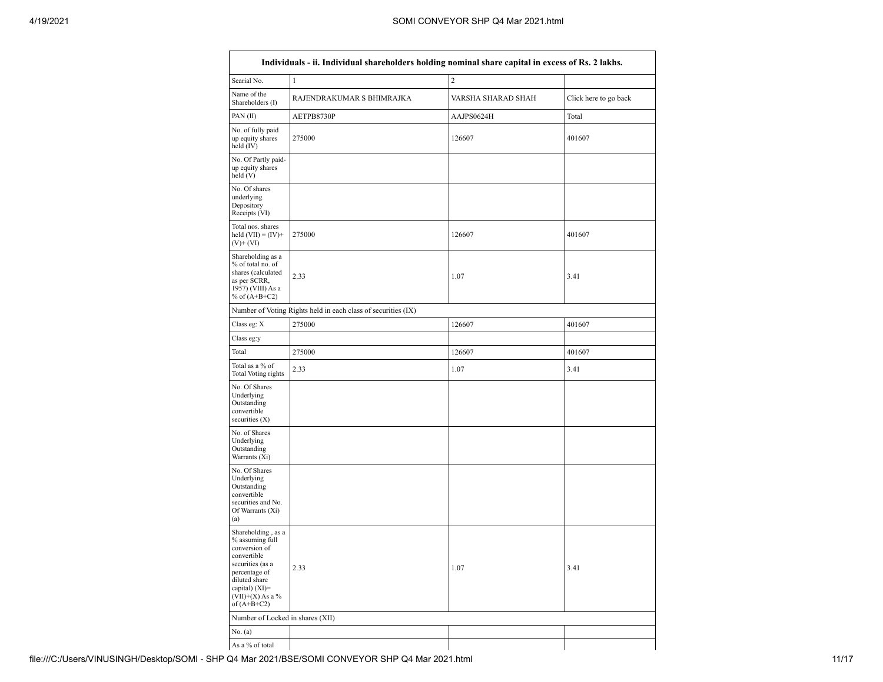| Individuals - ii. Individual shareholders holding nominal share capital in excess of Rs. 2 lakhs. | | | |
|---|---|---|---|
| Searial No. | 1 | 2 | |
| Name of the Shareholders (I) | RAJENDRAKUMAR S BHIMRAJKA | VARSHA SHARAD SHAH | Click here to go back |
| PAN (II) | AETPB8730P | AAJPS0624H | Total |
| No. of fully paid up equity shares held (IV) | 275000 | 126607 | 401607 |
| No. Of Partly paid-up equity shares held (V) | | | |
| No. Of shares underlying Depository Receipts (VI) | | | |
| Total nos. shares held (VII) = (IV)+ (V)+ (VI) | 275000 | 126607 | 401607 |
| Shareholding as a % of total no. of shares (calculated as per SCRR, 1957) (VIII) As a % of (A+B+C2) | 2.33 | 1.07 | 3.41 |
| Number of Voting Rights held in each class of securities (IX) | | | |
| Class eg: X | 275000 | 126607 | 401607 |
| Class eg:y | | | |
| Total | 275000 | 126607 | 401607 |
| Total as a % of Total Voting rights | 2.33 | 1.07 | 3.41 |
| No. Of Shares Underlying Outstanding convertible securities (X) | | | |
| No. of Shares Underlying Outstanding Warrants (Xi) | | | |
| No. Of Shares Underlying Outstanding convertible securities and No. Of Warrants (Xi) (a) | | | |
| Shareholding , as a % assuming full conversion of convertible securities (as a percentage of diluted share capital) (XI)= (VII)+(X) As a % of (A+B+C2) | 2.33 | 1.07 | 3.41 |
| Number of Locked in shares (XII) | | | |
| No. (a) | | | |
| As a % of total | | | |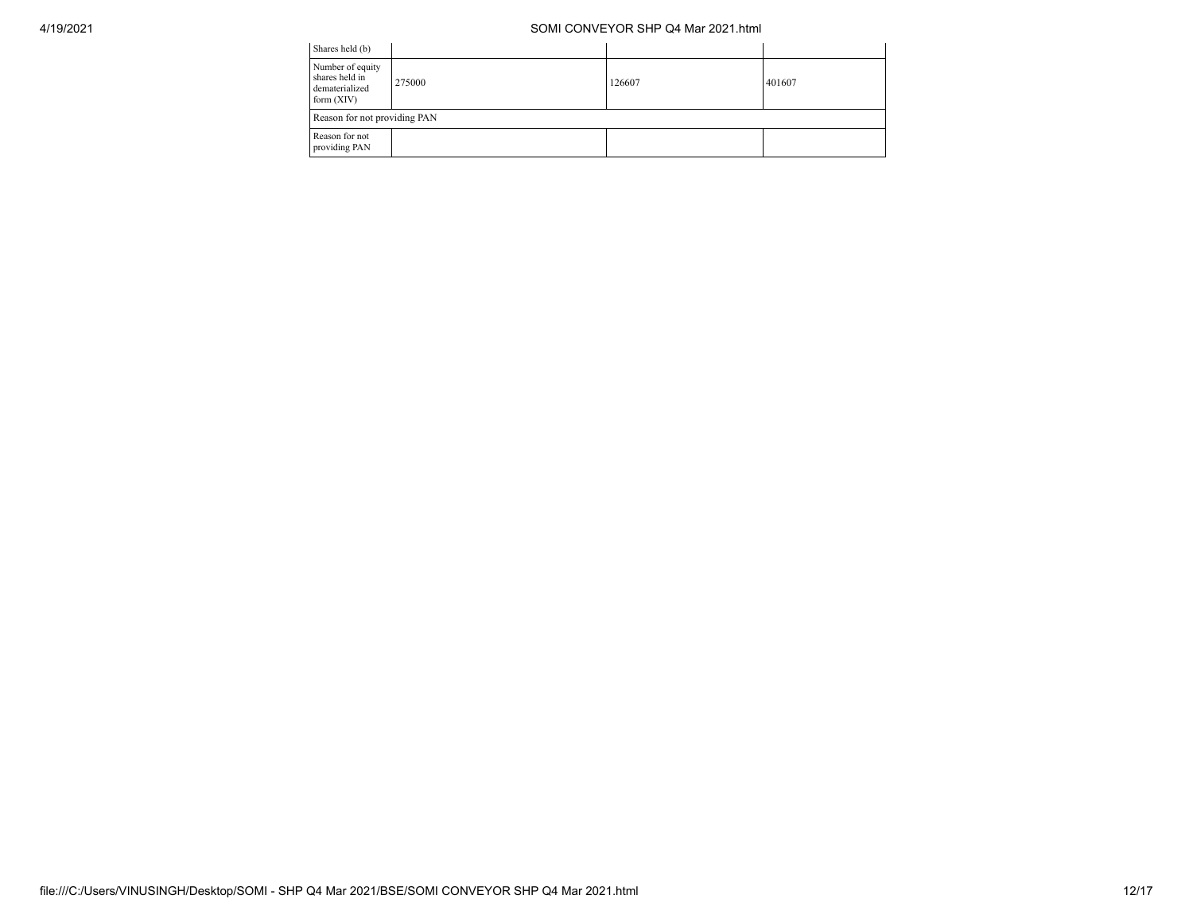| Shares held (b) | | | |
|---|---|---|---|
| Number of equity shares held in dematerialized form (XIV) | 275000 | 126607 | 401607 |
| Reason for not providing PAN | | | |
| Reason for not providing PAN | | | |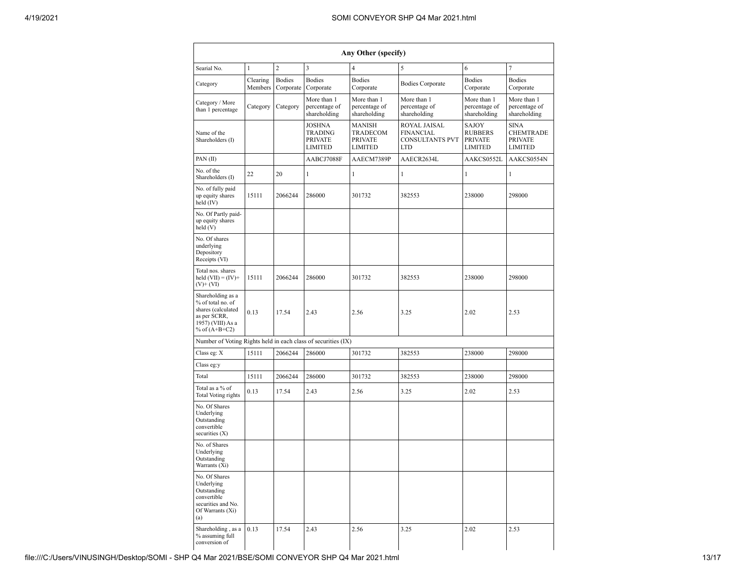| Any Other (specify) | | | | | | | |
|---|---|---|---|---|---|---|---|
| Searial No. | 1 | 2 | 3 | 4 | 5 | 6 | 7 |
| Category | Clearing Members | Bodies Corporate | Bodies Corporate | Bodies Corporate | Bodies Corporate | Bodies Corporate | Bodies Corporate |
| Category / More than 1 percentage | Category | Category | More than 1 percentage of shareholding | More than 1 percentage of shareholding | More than 1 percentage of shareholding | More than 1 percentage of shareholding | More than 1 percentage of shareholding |
| Name of the Shareholders (I) | | | JOSHNA TRADING PRIVATE LIMITED | MANISH TRADECOM PRIVATE LIMITED | ROYAL JAISAL FINANCIAL CONSULTANTS PVT LTD | SAJOY RUBBERS PRIVATE LIMITED | SINA CHEMTRADE PRIVATE LIMITED |
| PAN (II) | | | AABCJ7088F | AAECM7389P | AAECR2634L | AAKCS0552L | AAKCS0554N |
| No. of the Shareholders (I) | 22 | 20 | 1 | 1 | 1 | 1 | 1 |
| No. of fully paid up equity shares held (IV) | 15111 | 2066244 | 286000 | 301732 | 382553 | 238000 | 298000 |
| No. Of Partly paid-up equity shares held (V) | | | | | | | |
| No. Of shares underlying Depository Receipts (VI) | | | | | | | |
| Total nos. shares held (VII) = (IV)+ (V)+ (VI) | 15111 | 2066244 | 286000 | 301732 | 382553 | 238000 | 298000 |
| Shareholding as a % of total no. of shares (calculated as per SCRR, 1957) (VIII) As a % of (A+B+C2) | 0.13 | 17.54 | 2.43 | 2.56 | 3.25 | 2.02 | 2.53 |
| Number of Voting Rights held in each class of securities (IX) | | | | | | | |
| Class eg: X | 15111 | 2066244 | 286000 | 301732 | 382553 | 238000 | 298000 |
| Class eg:y | | | | | | | |
| Total | 15111 | 2066244 | 286000 | 301732 | 382553 | 238000 | 298000 |
| Total as a % of Total Voting rights | 0.13 | 17.54 | 2.43 | 2.56 | 3.25 | 2.02 | 2.53 |
| No. Of Shares Underlying Outstanding convertible securities (X) | | | | | | | |
| No. of Shares Underlying Outstanding Warrants (Xi) | | | | | | | |
| No. Of Shares Underlying Outstanding convertible securities and No. Of Warrants (Xi) (a) | | | | | | | |
| Shareholding , as a % assuming full conversion of | 0.13 | 17.54 | 2.43 | 2.56 | 3.25 | 2.02 | 2.53 |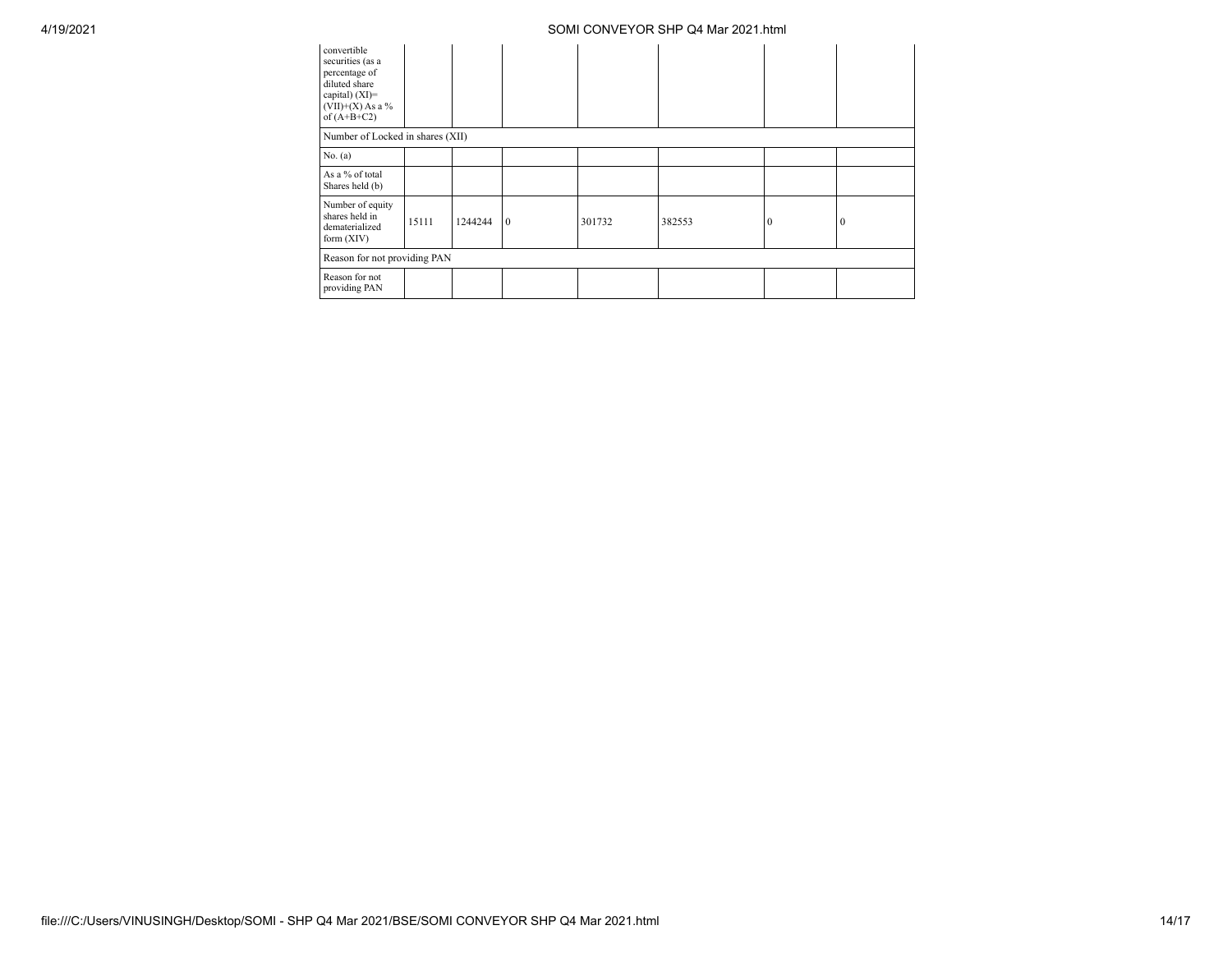| convertible securities (as a percentage of diluted share capital) (XI)= (VII)+(X) As a % of (A+B+C2) | | | | | | | |
|---|---|---|---|---|---|---|---|
| Number of Locked in shares (XII) | | | | | | | |
| No. (a) | | | | | | | |
| As a % of total Shares held (b) | | | | | | | |
| Number of equity shares held in dematerialized form (XIV) | 15111 | 1244244 | 0 | 301732 | 382553 | 0 | 0 |
| Reason for not providing PAN | | | | | | | |
| Reason for not providing PAN | | | | | | | |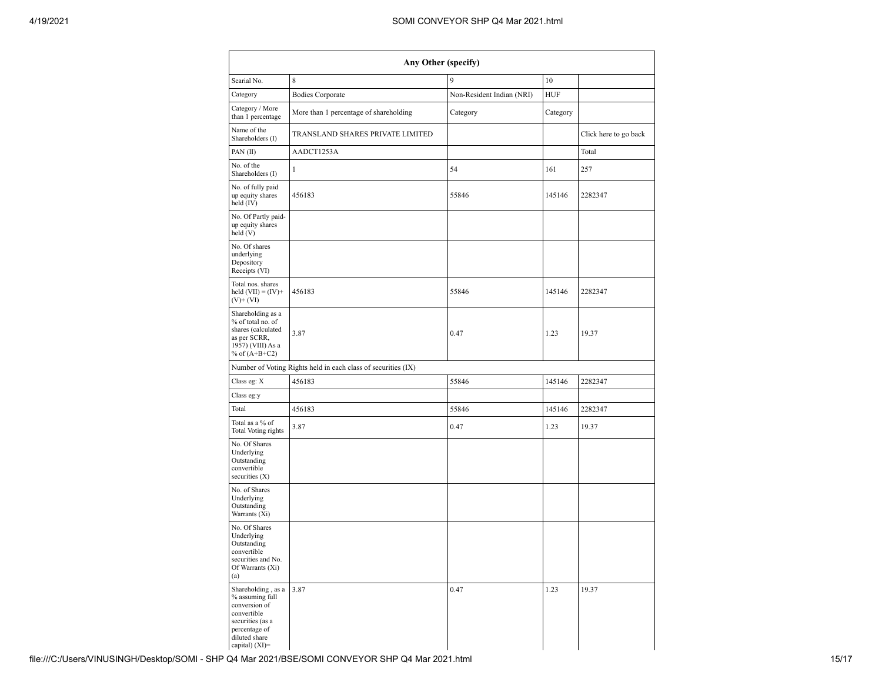| Any Other (specify) | | | | |
|---|---|---|---|---|
| Searial No. | 8 | 9 | 10 | |
| Category | Bodies Corporate | Non-Resident Indian (NRI) | HUF | |
| Category / More than 1 percentage | More than 1 percentage of shareholding | Category | Category | |
| Name of the Shareholders (I) | TRANSLAND SHARES PRIVATE LIMITED | | | Click here to go back |
| PAN (II) | AADCT1253A | | | Total |
| No. of the Shareholders (I) | 1 | 54 | 161 | 257 |
| No. of fully paid up equity shares held (IV) | 456183 | 55846 | 145146 | 2282347 |
| No. Of Partly paid-up equity shares held (V) | | | | |
| No. Of shares underlying Depository Receipts (VI) | | | | |
| Total nos. shares held (VII) = (IV)+ (V)+ (VI) | 456183 | 55846 | 145146 | 2282347 |
| Shareholding as a % of total no. of shares (calculated as per SCRR, 1957) (VIII) As a % of (A+B+C2) | 3.87 | 0.47 | 1.23 | 19.37 |
| Number of Voting Rights held in each class of securities (IX) | | | | |
| Class eg: X | 456183 | 55846 | 145146 | 2282347 |
| Class eg:y | | | | |
| Total | 456183 | 55846 | 145146 | 2282347 |
| Total as a % of Total Voting rights | 3.87 | 0.47 | 1.23 | 19.37 |
| No. Of Shares Underlying Outstanding convertible securities (X) | | | | |
| No. of Shares Underlying Outstanding Warrants (Xi) | | | | |
| No. Of Shares Underlying Outstanding convertible securities and No. Of Warrants (Xi) (a) | | | | |
| Shareholding , as a % assuming full conversion of convertible securities (as a percentage of diluted share capital) (XI)= | 3.87 | 0.47 | 1.23 | 19.37 |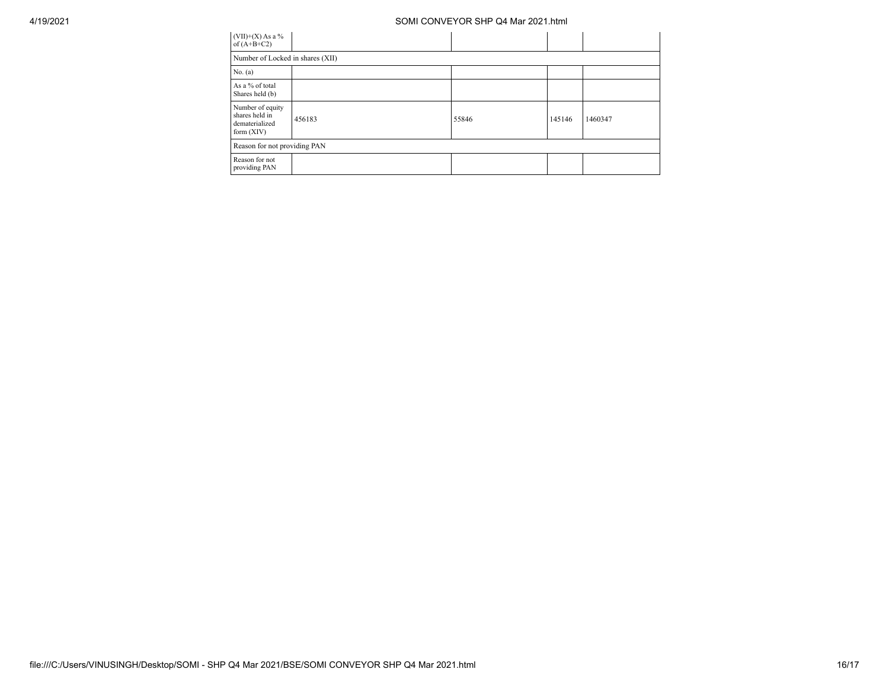| (VII)+(X) As a % of (A+B+C2) | | | | |
|---|---|---|---|---|
| Number of Locked in shares (XII) | | | | |
| No. (a) | | | | |
| As a % of total Shares held (b) | | | | |
| Number of equity shares held in dematerialized form (XIV) | 456183 | 55846 | 145146 | 1460347 |
| Reason for not providing PAN | | | | |
| Reason for not providing PAN | | | | |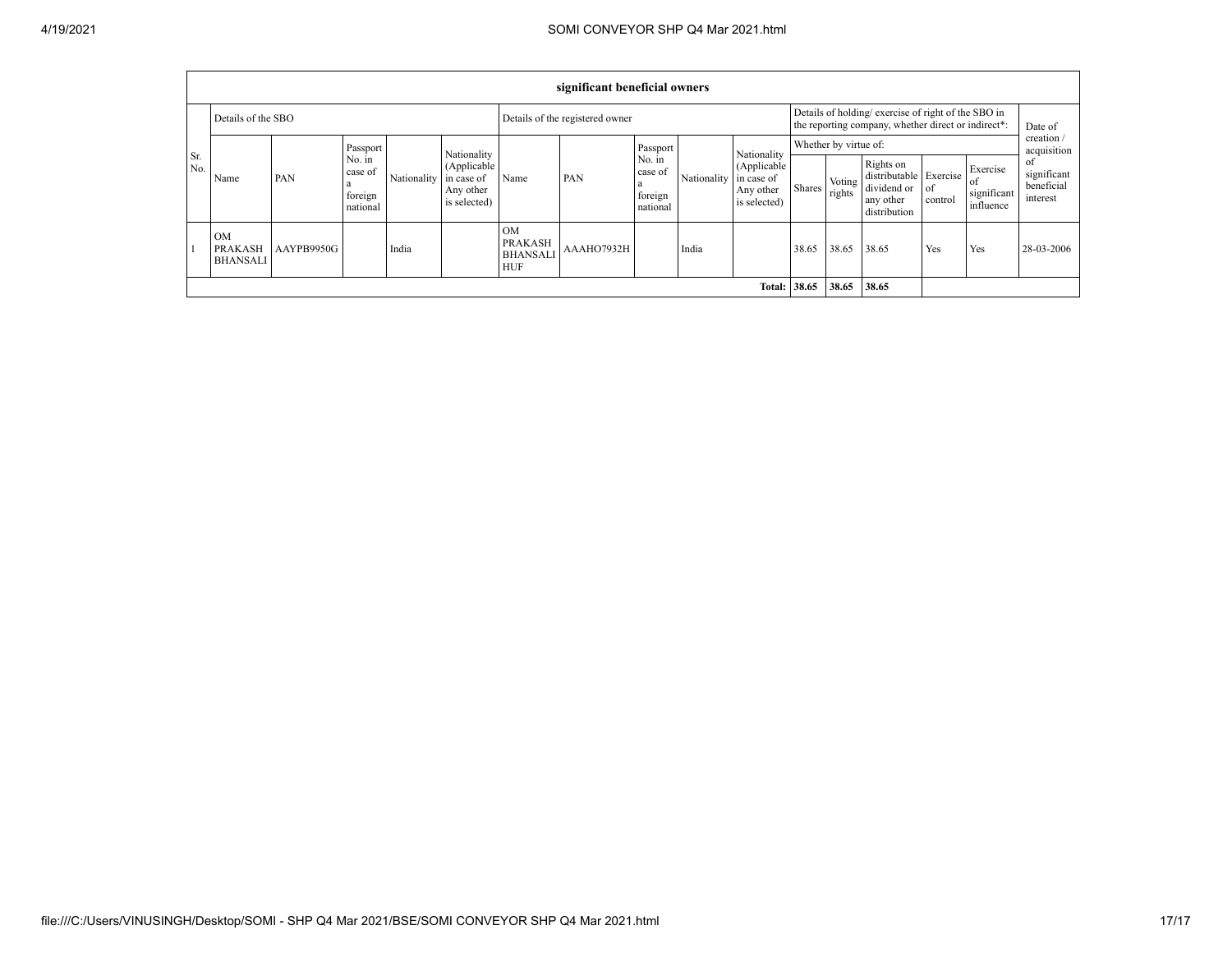| significant beneficial owners | | | | | | | | | | | | | | | | |
|---|---|---|---|---|---|---|---|---|---|---|---|---|---|---|---|---|
| Sr. No. | Details of the SBO | | | | | Details of the registered owner | | | | | Details of holding/ exercise of right of the SBO in the reporting company, whether direct or indirect*: | | | | | Date of creation / acquisition of significant beneficial interest |
| | | | | | | | | | | | Whether by virtue of: | | | | | |
| | Name | PAN | Passport No. in case of a foreign national | Nationality | Nationality (Applicable in case of Any other is selected) | Name | PAN | Passport No. in case of a foreign national | Nationality | Nationality (Applicable in case of Any other is selected) | Shares | Voting rights | Rights on distributable dividend or any other distribution | Exercise of control | Exercise of significant influence | |
| 1 | OM PRAKASH BHANSALI | AAYPB9950G | | India | | OM PRAKASH BHANSALI HUF | AAAHO7932H | | India | | 38.65 | 38.65 | 38.65 | Yes | Yes | 28-03-2006 |
| | | | | | | | | | | **Total:** | **38.65** | **38.65** | **38.65** | | | |